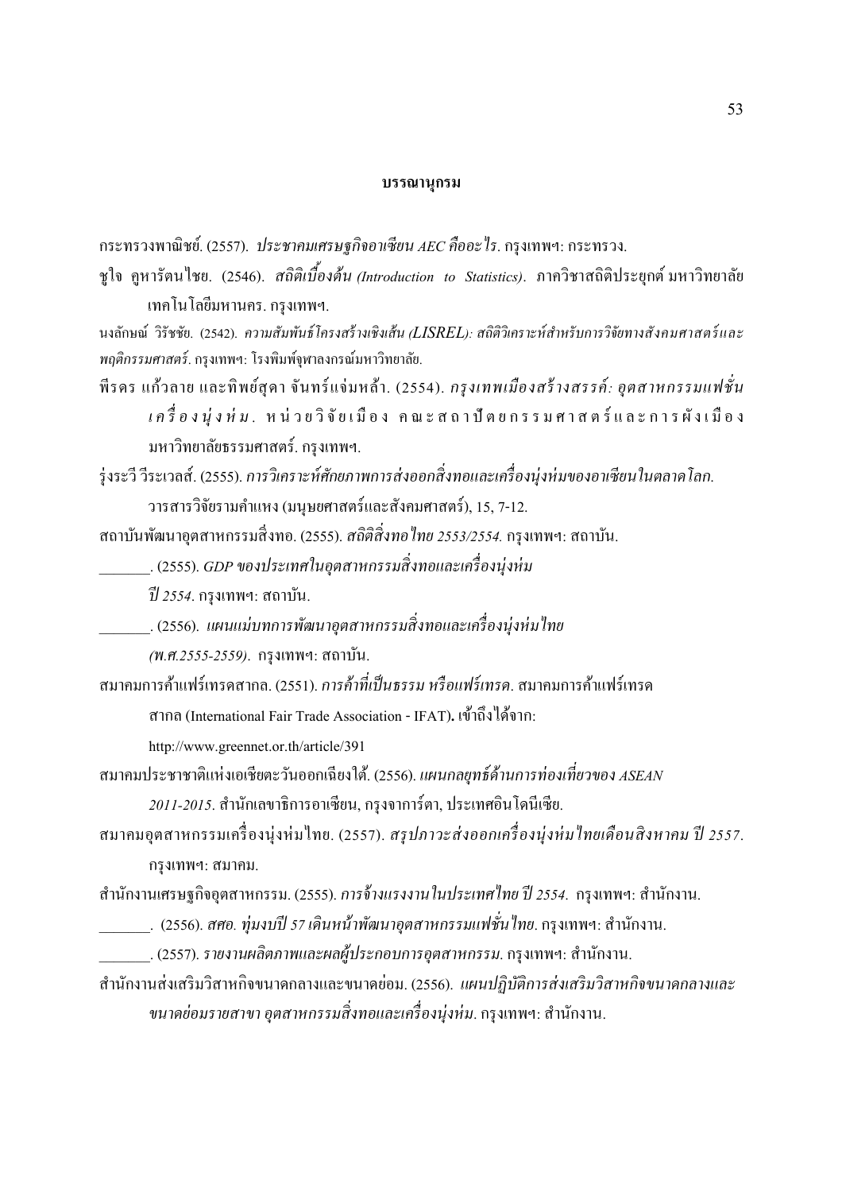# บรรณานุกรม

กระทรวงพาณิชย์. (2557). *ประชาคมเศรษฐกิจอาเซียน AEC คืออะไร*. กรุงเทพฯ: กระทรวง.

ชูใจ คูหารัตนไชย. (2546). *สถิติเบื้องต้น (Introduction to Statistics)*. ภาควิชาสถิติประยุกต์ มหาวิทยาลัยเทคโนโลยีมหานคร. กรุงเทพฯ.

นงลักษณ์ วิรัชชัย. (2542). *ความสัมพันธ์โครงสร้างเชิงเส้น (LISREL): สถิติวิเคราะห์สำหรับการวิจัยทางสังคมศาสตร์และพฤติกรรมศาสตร์*. กรุงเทพฯ: โรงพิมพ์จุฬาลงกรณ์มหาวิทยาลัย.

พีรดร แก้วลาย และทิพย์สุดา จันทร์แจ่มหล้า. (2554). *กรุงเทพเมืองสร้างสรรค์: อุตสาหกรรมแฟชั่นเครื่องนุ่งห่ม*. หน่วยวิจัยเมือง คณะสถาปัตยกรรมศาสตร์และการผังเมือง มหาวิทยาลัยธรรมศาสตร์. กรุงเทพฯ.

รุ่งระวี วีระเวลส์. (2555). *การวิเคราะห์ศักยภาพการส่งออกสิ่งทอและเครื่องนุ่งห่มของอาเซียนในตลาดโลก.* วารสารวิจัยรามคำแหง (มนุษยศาสตร์และสังคมศาสตร์), 15, 7-12.

สถาบันพัฒนาอุตสาหกรรมสิ่งทอ. (2555). *สถิติสิ่งทอไทย 2553/2554.* กรุงเทพฯ: สถาบัน.

_______. (2555). *GDP ของประเทศในอุตสาหกรรมสิ่งทอและเครื่องนุ่งห่ม ปี 2554*. กรุงเทพฯ: สถาบัน.

_______. (2556). *แผนแม่บทการพัฒนาอุตสาหกรรมสิ่งทอและเครื่องนุ่งห่มไทย (พ.ศ.2555-2559)*. กรุงเทพฯ: สถาบัน.

สมาคมการค้าแฟร์เทรดสากล. (2551). *การค้าที่เป็นธรรม หรือแฟร์เทรด*. สมาคมการค้าแฟร์เทรดสากล (International Fair Trade Association - IFAT)**.** เข้าถึงได้จาก: http://www.greennet.or.th/article/391

สมาคมประชาชาติแห่งเอเชียตะวันออกเฉียงใต้. (2556). *แผนกลยุทธ์ด้านการท่องเที่ยวของ ASEAN 2011-2015*. สำนักเลขาธิการอาเซียน, กรุงจาการ์ตา, ประเทศอินโดนีเซีย.

สมาคมอุตสาหกรรมเครื่องนุ่งห่มไทย. (2557). *สรุปภาวะส่งออกเครื่องนุ่งห่มไทยเดือนสิงหาคม ปี 2557*. กรุงเทพฯ: สมาคม.

สำนักงานเศรษฐกิจอุตสาหกรรม. (2555). *การจ้างแรงงานในประเทศไทย ปี 2554*. กรุงเทพฯ: สำนักงาน.

_______. (2556). *สศอ. ทุ่มงบปี 57 เดินหน้าพัฒนาอุตสาหกรรมแฟชั่นไทย*. กรุงเทพฯ: สำนักงาน.

_______. (2557). *รายงานผลิตภาพและผลผู้ประกอบการอุตสาหกรรม*. กรุงเทพฯ: สำนักงาน.

สำนักงานส่งเสริมวิสาหกิจขนาดกลางและขนาดย่อม. (2556). *แผนปฏิบัติการส่งเสริมวิสาหกิจขนาดกลางและขนาดย่อมรายสาขา อุตสาหกรรมสิ่งทอและเครื่องนุ่งห่ม*. กรุงเทพฯ: สำนักงาน.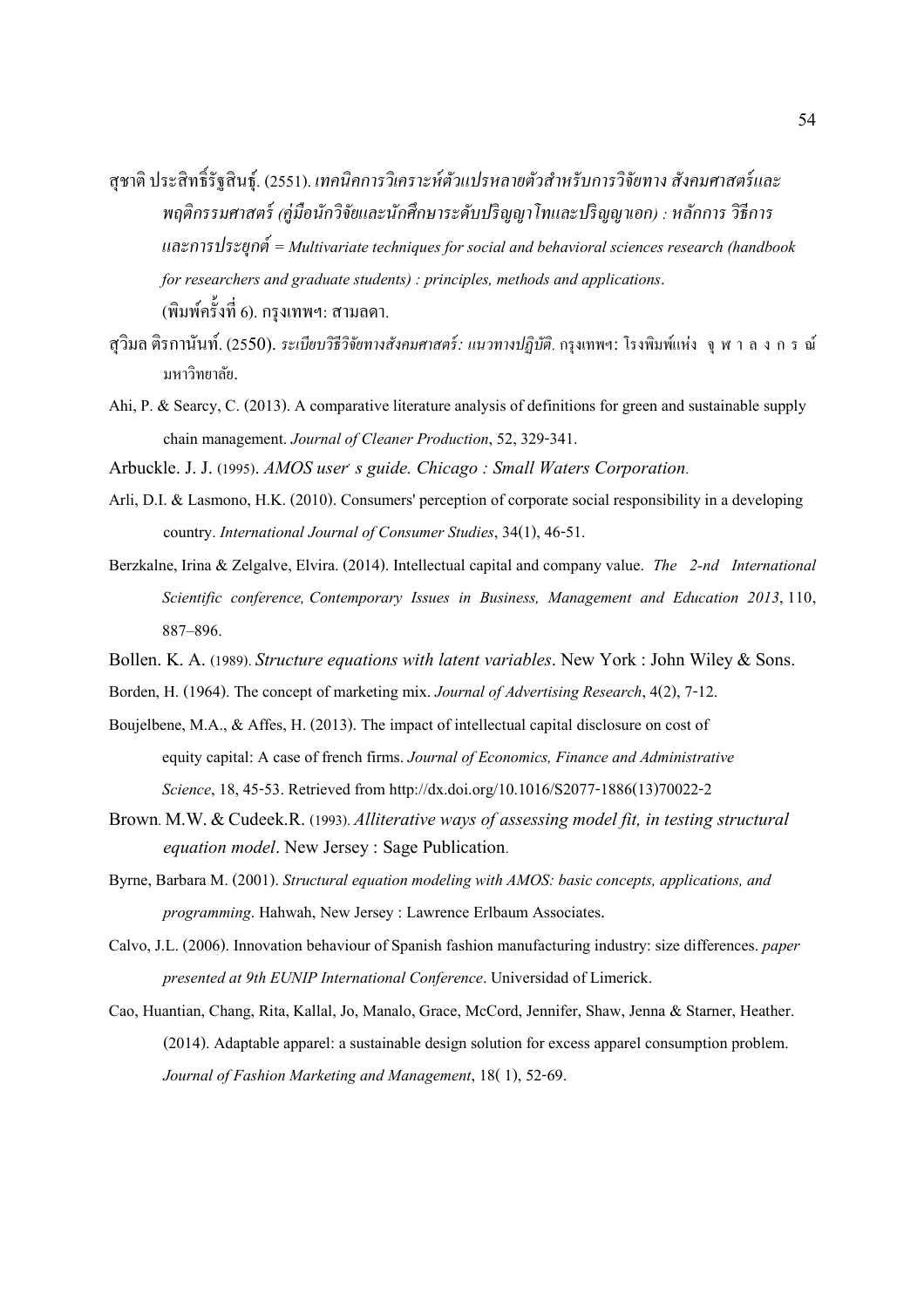สุชาติ ประสิทธิ์รัฐสินธุ์. (2551). *เทคนิคการวิเคราะห์ตัวแปรหลายตัวสำหรับการวิจัยทาง สังคมศาสตร์และพฤติกรรมศาสตร์ (คู่มือนักวิจัยและนักศึกษาระดับปริญญาโทและปริญญาเอก) : หลักการ วิธีการ และการประยุกต์ = Multivariate techniques for social and behavioral sciences research (handbook for researchers and graduate students) : principles, methods and applications*. (พิมพ์ครั้งที่ 6). กรุงเทพฯ: สามลดา.

สุวิมล ติรกานันท์. (2550). *ระเบียบวิธีวิจัยทางสังคมศาสตร์: แนวทางปฏิบัติ*. กรุงเทพฯ: โรงพิมพ์แห่ง จุฬาลงกรณ์มหาวิทยาลัย.

Ahi, P. & Searcy, C. (2013). A comparative literature analysis of definitions for green and sustainable supply chain management. *Journal of Cleaner Production*, 52, 329-341.

Arbuckle. J. J. (1995). *AMOS user' s guide. Chicago : Small Waters Corporation*.

Arli, D.I. & Lasmono, H.K. (2010). Consumers' perception of corporate social responsibility in a developing country. *International Journal of Consumer Studies*, 34(1), 46-51.

Berzkalne, Irina & Zelgalve, Elvira. (2014). Intellectual capital and company value. *The 2-nd International Scientific conference, Contemporary Issues in Business, Management and Education 2013*, 110, 887–896.

Bollen. K. A. (1989). *Structure equations with latent variables*. New York : John Wiley & Sons.

Borden, H. (1964). The concept of marketing mix. *Journal of Advertising Research*, 4(2), 7-12.

Boujelbene, M.A., & Affes, H. (2013). The impact of intellectual capital disclosure on cost of equity capital: A case of french firms. *Journal of Economics, Finance and Administrative Science*, 18, 45-53. Retrieved from http://dx.doi.org/10.1016/S2077-1886(13)70022-2

Brown. M.W. & Cudeek.R. (1993). *Alliterative ways of assessing model fit, in testing structural equation model*. New Jersey : Sage Publication.

Byrne, Barbara M. (2001). *Structural equation modeling with AMOS: basic concepts, applications, and programming*. Hahwah, New Jersey : Lawrence Erlbaum Associates.

Calvo, J.L. (2006). Innovation behaviour of Spanish fashion manufacturing industry: size differences. *paper presented at 9th EUNIP International Conference*. Universidad of Limerick.

Cao, Huantian, Chang, Rita, Kallal, Jo, Manalo, Grace, McCord, Jennifer, Shaw, Jenna & Starner, Heather. (2014). Adaptable apparel: a sustainable design solution for excess apparel consumption problem. *Journal of Fashion Marketing and Management*, 18( 1), 52-69.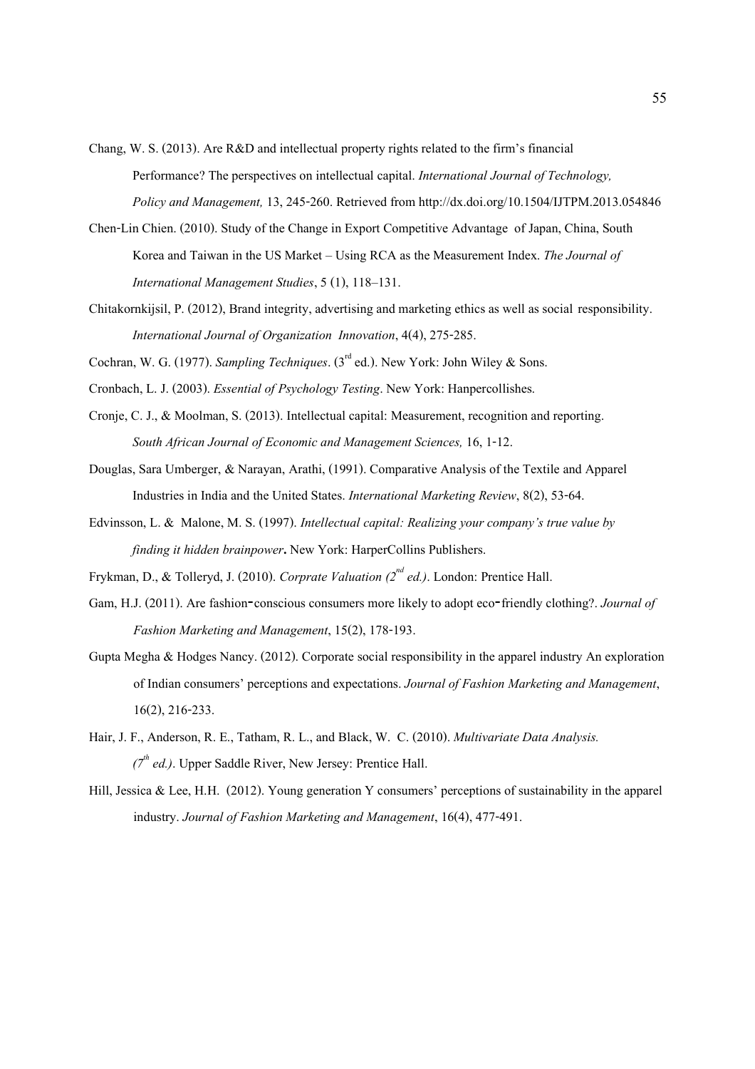Chang, W. S. (2013). Are R&D and intellectual property rights related to the firm's financial Performance? The perspectives on intellectual capital. *International Journal of Technology, Policy and Management,* 13, 245-260. Retrieved from http://dx.doi.org/10.1504/IJTPM.2013.054846

Chen-Lin Chien. (2010). Study of the Change in Export Competitive Advantage of Japan, China, South Korea and Taiwan in the US Market – Using RCA as the Measurement Index. *The Journal of International Management Studies*, 5 (1), 118–131.

Chitakornkijsil, P. (2012), Brand integrity, advertising and marketing ethics as well as social responsibility. *International Journal of Organization Innovation*, 4(4), 275-285.

Cochran, W. G. (1977). *Sampling Techniques*. (3rd ed.). New York: John Wiley & Sons.

Cronbach, L. J. (2003). *Essential of Psychology Testing*. New York: Hanpercollishes.

Cronje, C. J., & Moolman, S. (2013). Intellectual capital: Measurement, recognition and reporting. *South African Journal of Economic and Management Sciences,* 16, 1-12.

Douglas, Sara Umberger, & Narayan, Arathi, (1991). Comparative Analysis of the Textile and Apparel Industries in India and the United States. *International Marketing Review*, 8(2), 53-64.

Edvinsson, L. & Malone, M. S. (1997). *Intellectual capital: Realizing your company's true value by finding it hidden brainpower***.** New York: HarperCollins Publishers.

Frykman, D., & Tolleryd, J. (2010). *Corprate Valuation (2nd ed.)*. London: Prentice Hall.

Gam, H.J. (2011). Are fashion-conscious consumers more likely to adopt eco-friendly clothing?. *Journal of Fashion Marketing and Management*, 15(2), 178-193.

Gupta Megha & Hodges Nancy. (2012). Corporate social responsibility in the apparel industry An exploration of Indian consumers' perceptions and expectations. *Journal of Fashion Marketing and Management*, 16(2), 216-233.

Hair, J. F., Anderson, R. E., Tatham, R. L., and Black, W. C. (2010). *Multivariate Data Analysis. (7th ed.)*. Upper Saddle River, New Jersey: Prentice Hall.

Hill, Jessica & Lee, H.H. (2012). Young generation Y consumers' perceptions of sustainability in the apparel industry. *Journal of Fashion Marketing and Management*, 16(4), 477-491.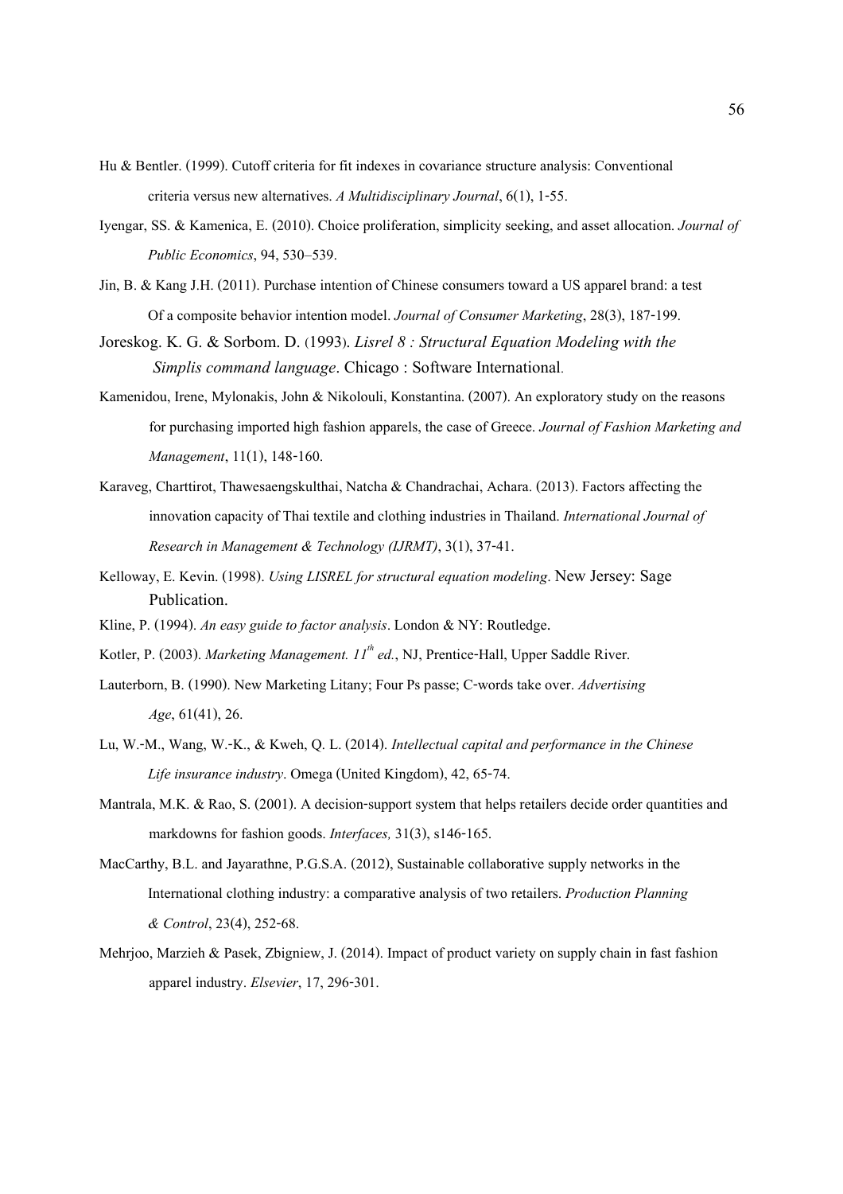Hu & Bentler. (1999). Cutoff criteria for fit indexes in covariance structure analysis: Conventional criteria versus new alternatives. *A Multidisciplinary Journal*, 6(1), 1-55.

Iyengar, SS. & Kamenica, E. (2010). Choice proliferation, simplicity seeking, and asset allocation. *Journal of Public Economics*, 94, 530–539.

Jin, B. & Kang J.H. (2011). Purchase intention of Chinese consumers toward a US apparel brand: a test Of a composite behavior intention model. *Journal of Consumer Marketing*, 28(3), 187-199.

Joreskog. K. G. & Sorbom. D. (1993). *Lisrel 8 : Structural Equation Modeling with the Simplis command language*. Chicago : Software International.

Kamenidou, Irene, Mylonakis, John & Nikolouli, Konstantina. (2007). An exploratory study on the reasons for purchasing imported high fashion apparels, the case of Greece. *Journal of Fashion Marketing and Management*, 11(1), 148-160.

Karaveg, Charttirot, Thawesaengskulthai, Natcha & Chandrachai, Achara. (2013). Factors affecting the innovation capacity of Thai textile and clothing industries in Thailand. *International Journal of Research in Management & Technology (IJRMT)*, 3(1), 37-41.

Kelloway, E. Kevin. (1998). *Using LISREL for structural equation modeling*. New Jersey: Sage Publication.

Kline, P. (1994). *An easy guide to factor analysis*. London & NY: Routledge.

Kotler, P. (2003). *Marketing Management. 11th ed.*, NJ, Prentice-Hall, Upper Saddle River.

Lauterborn, B. (1990). New Marketing Litany; Four Ps passe; C-words take over. *Advertising Age*, 61(41), 26.

Lu, W.-M., Wang, W.-K., & Kweh, Q. L. (2014). *Intellectual capital and performance in the Chinese Life insurance industry*. Omega (United Kingdom), 42, 65-74.

Mantrala, M.K. & Rao, S. (2001). A decision-support system that helps retailers decide order quantities and markdowns for fashion goods. *Interfaces,* 31(3), s146-165.

MacCarthy, B.L. and Jayarathne, P.G.S.A. (2012), Sustainable collaborative supply networks in the International clothing industry: a comparative analysis of two retailers. *Production Planning & Control*, 23(4), 252-68.

Mehrjoo, Marzieh & Pasek, Zbigniew, J. (2014). Impact of product variety on supply chain in fast fashion apparel industry. *Elsevier*, 17, 296-301.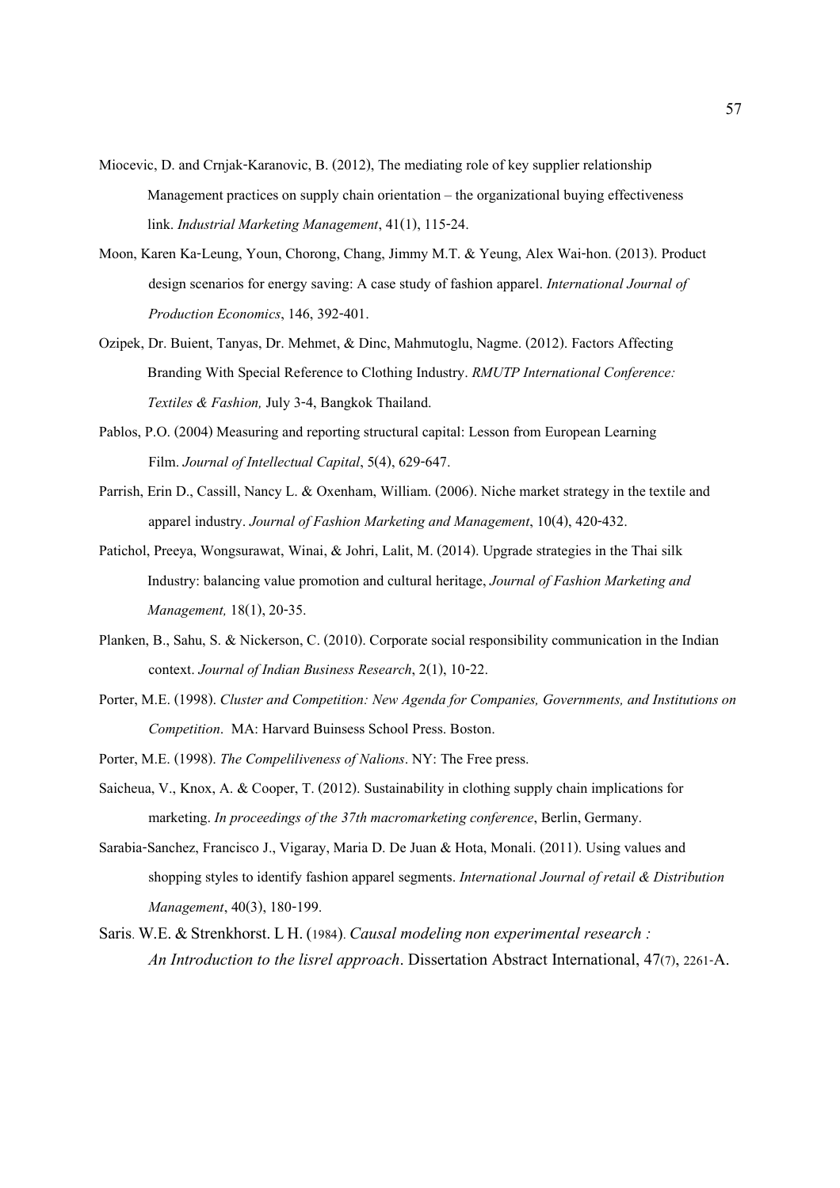Miocevic, D. and Crnjak‑Karanovic, B. (2012), The mediating role of key supplier relationship Management practices on supply chain orientation – the organizational buying effectiveness link. *Industrial Marketing Management*, 41(1), 115‑24.

Moon, Karen Ka‑Leung, Youn, Chorong, Chang, Jimmy M.T. & Yeung, Alex Wai‑hon. (2013). Product design scenarios for energy saving: A case study of fashion apparel. *International Journal of Production Economics*, 146, 392‑401.

Ozipek, Dr. Buient, Tanyas, Dr. Mehmet, & Dinc, Mahmutoglu, Nagme. (2012). Factors Affecting Branding With Special Reference to Clothing Industry. *RMUTP International Conference: Textiles & Fashion,* July 3‑4, Bangkok Thailand.

Pablos, P.O. (2004) Measuring and reporting structural capital: Lesson from European Learning Film. *Journal of Intellectual Capital*, 5(4), 629‑647.

Parrish, Erin D., Cassill, Nancy L. & Oxenham, William. (2006). Niche market strategy in the textile and apparel industry. *Journal of Fashion Marketing and Management*, 10(4), 420‑432.

Patichol, Preeya, Wongsurawat, Winai, & Johri, Lalit, M. (2014). Upgrade strategies in the Thai silk Industry: balancing value promotion and cultural heritage, *Journal of Fashion Marketing and Management,* 18(1), 20‑35.

Planken, B., Sahu, S. & Nickerson, C. (2010). Corporate social responsibility communication in the Indian context. *Journal of Indian Business Research*, 2(1), 10‑22.

Porter, M.E. (1998). *Cluster and Competition: New Agenda for Companies, Governments, and Institutions on Competition*. MA: Harvard Buinsess School Press. Boston.

Porter, M.E. (1998). *The Compelilivenesss of Nalions*. NY: The Free press.

Saicheua, V., Knox, A. & Cooper, T. (2012). Sustainability in clothing supply chain implications for marketing. *In proceedings of the 37th macromarketing conference*, Berlin, Germany.

Sarabia‑Sanchez, Francisco J., Vigaray, Maria D. De Juan & Hota, Monali. (2011). Using values and shopping styles to identify fashion apparel segments. *International Journal of retail & Distribution Management*, 40(3), 180‑199.

Saris. W.E. & Strenkhorst. L H. (1984). *Causal modeling non experimental research : An Introduction to the lisrel approach*. Dissertation Abstract International, 47(7), 2261-A.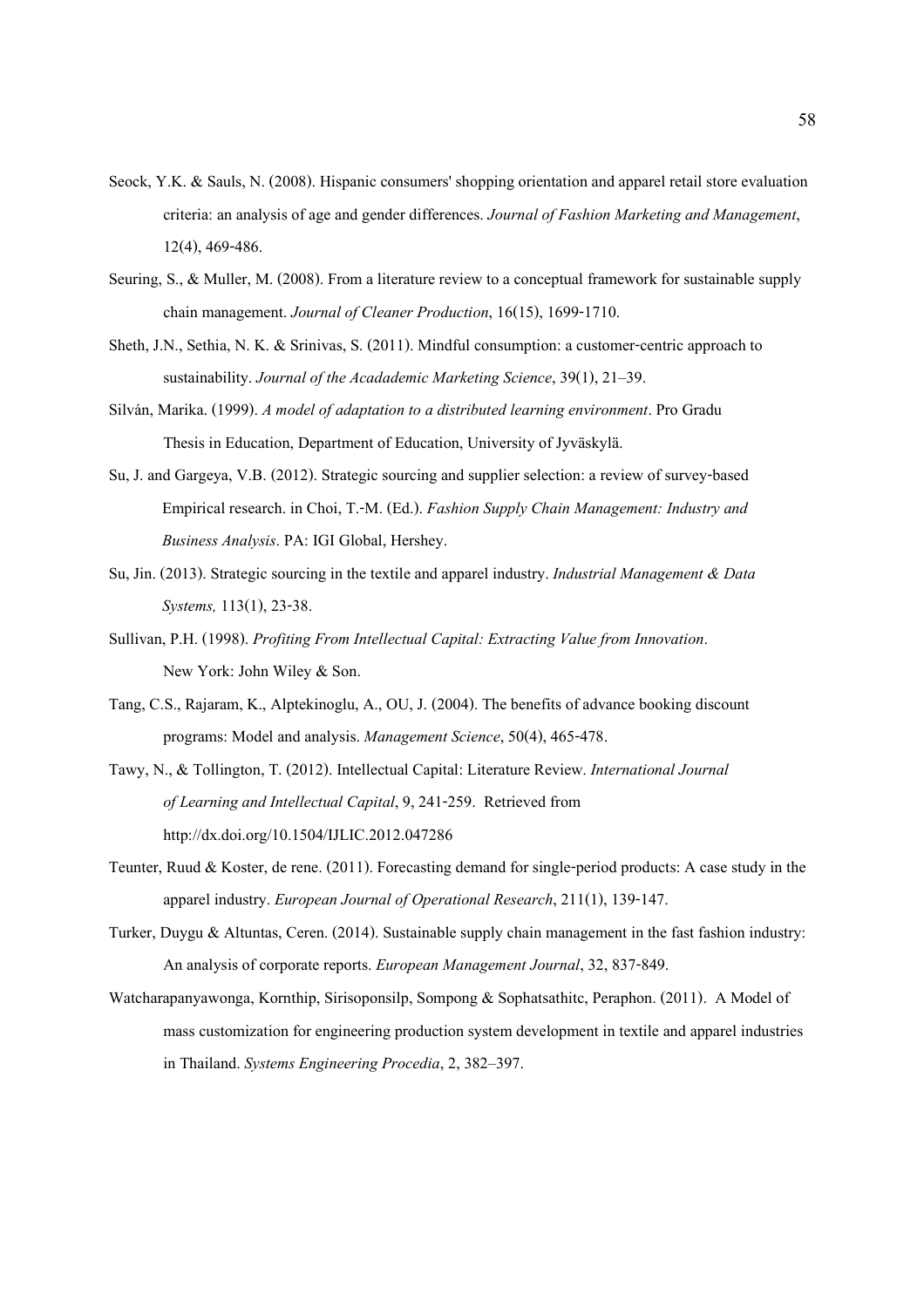Seock, Y.K. & Sauls, N. (2008). Hispanic consumers' shopping orientation and apparel retail store evaluation criteria: an analysis of age and gender differences. *Journal of Fashion Marketing and Management*, 12(4), 469‑486.

Seuring, S., & Muller, M. (2008). From a literature review to a conceptual framework for sustainable supply chain management. *Journal of Cleaner Production*, 16(15), 1699‑1710.

Sheth, J.N., Sethia, N. K. & Srinivas, S. (2011). Mindful consumption: a customer‑centric approach to sustainability. *Journal of the Acadademic Marketing Science*, 39(1), 21–39.

Silván, Marika. (1999). *A model of adaptation to a distributed learning environment*. Pro Gradu Thesis in Education, Department of Education, University of Jyväskylä.

Su, J. and Gargeya, V.B. (2012). Strategic sourcing and supplier selection: a review of survey‑based Empirical research. in Choi, T.‑M. (Ed.). *Fashion Supply Chain Management: Industry and Business Analysis*. PA: IGI Global, Hershey.

Su, Jin. (2013). Strategic sourcing in the textile and apparel industry. *Industrial Management & Data Systems,* 113(1), 23‑38.

Sullivan, P.H. (1998). *Profiting From Intellectual Capital: Extracting Value from Innovation*. New York: John Wiley & Son.

Tang, C.S., Rajaram, K., Alptekinoglu, A., OU, J. (2004). The benefits of advance booking discount programs: Model and analysis. *Management Science*, 50(4), 465‑478.

Tawy, N., & Tollington, T. (2012). Intellectual Capital: Literature Review. *International Journal of Learning and Intellectual Capital*, 9, 241‑259. Retrieved from http://dx.doi.org/10.1504/IJLIC.2012.047286

Teunter, Ruud & Koster, de rene. (2011). Forecasting demand for single‑period products: A case study in the apparel industry. *European Journal of Operational Research*, 211(1), 139‑147.

Turker, Duygu & Altuntas, Ceren. (2014). Sustainable supply chain management in the fast fashion industry: An analysis of corporate reports. *European Management Journal*, 32, 837‑849.

Watcharapanyawonga, Kornthip, Sirisoponsilp, Sompong & Sophatsathitc, Peraphon. (2011). A Model of mass customization for engineering production system development in textile and apparel industries in Thailand. *Systems Engineering Procedia*, 2, 382–397.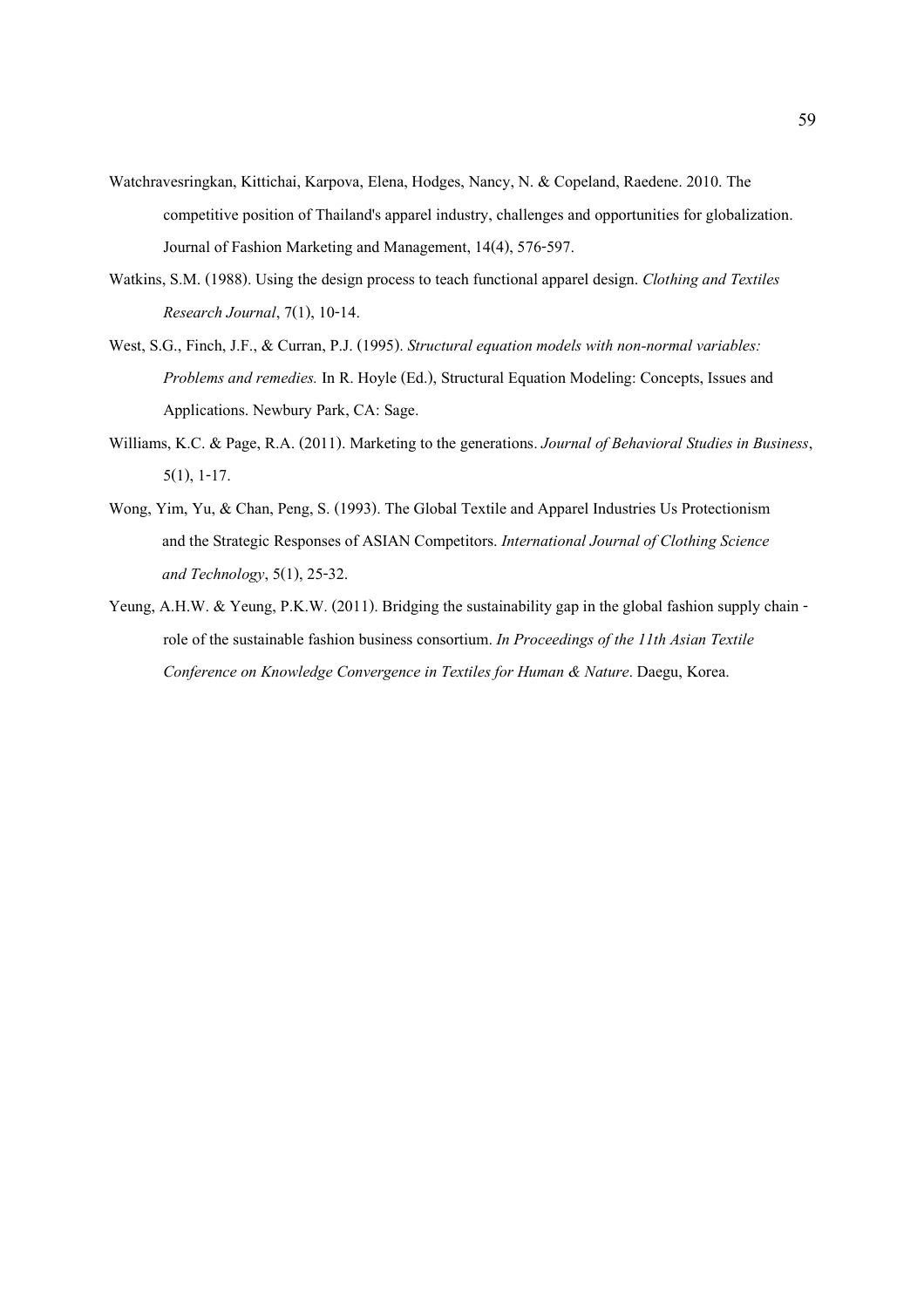Watchravesringkan, Kittichai, Karpova, Elena, Hodges, Nancy, N. & Copeland, Raedene. 2010. The competitive position of Thailand's apparel industry, challenges and opportunities for globalization. Journal of Fashion Marketing and Management, 14(4), 576-597.

Watkins, S.M. (1988). Using the design process to teach functional apparel design. *Clothing and Textiles Research Journal*, 7(1), 10-14.

West, S.G., Finch, J.F., & Curran, P.J. (1995). *Structural equation models with non-normal variables: Problems and remedies.* In R. Hoyle (Ed.), Structural Equation Modeling: Concepts, Issues and Applications. Newbury Park, CA: Sage.

Williams, K.C. & Page, R.A. (2011). Marketing to the generations. *Journal of Behavioral Studies in Business*, 5(1), 1-17.

Wong, Yim, Yu, & Chan, Peng, S. (1993). The Global Textile and Apparel Industries Us Protectionism and the Strategic Responses of ASIAN Competitors. *International Journal of Clothing Science and Technology*, 5(1), 25-32.

Yeung, A.H.W. & Yeung, P.K.W. (2011). Bridging the sustainability gap in the global fashion supply chain - role of the sustainable fashion business consortium. *In Proceedings of the 11th Asian Textile Conference on Knowledge Convergence in Textiles for Human & Nature*. Daegu, Korea.